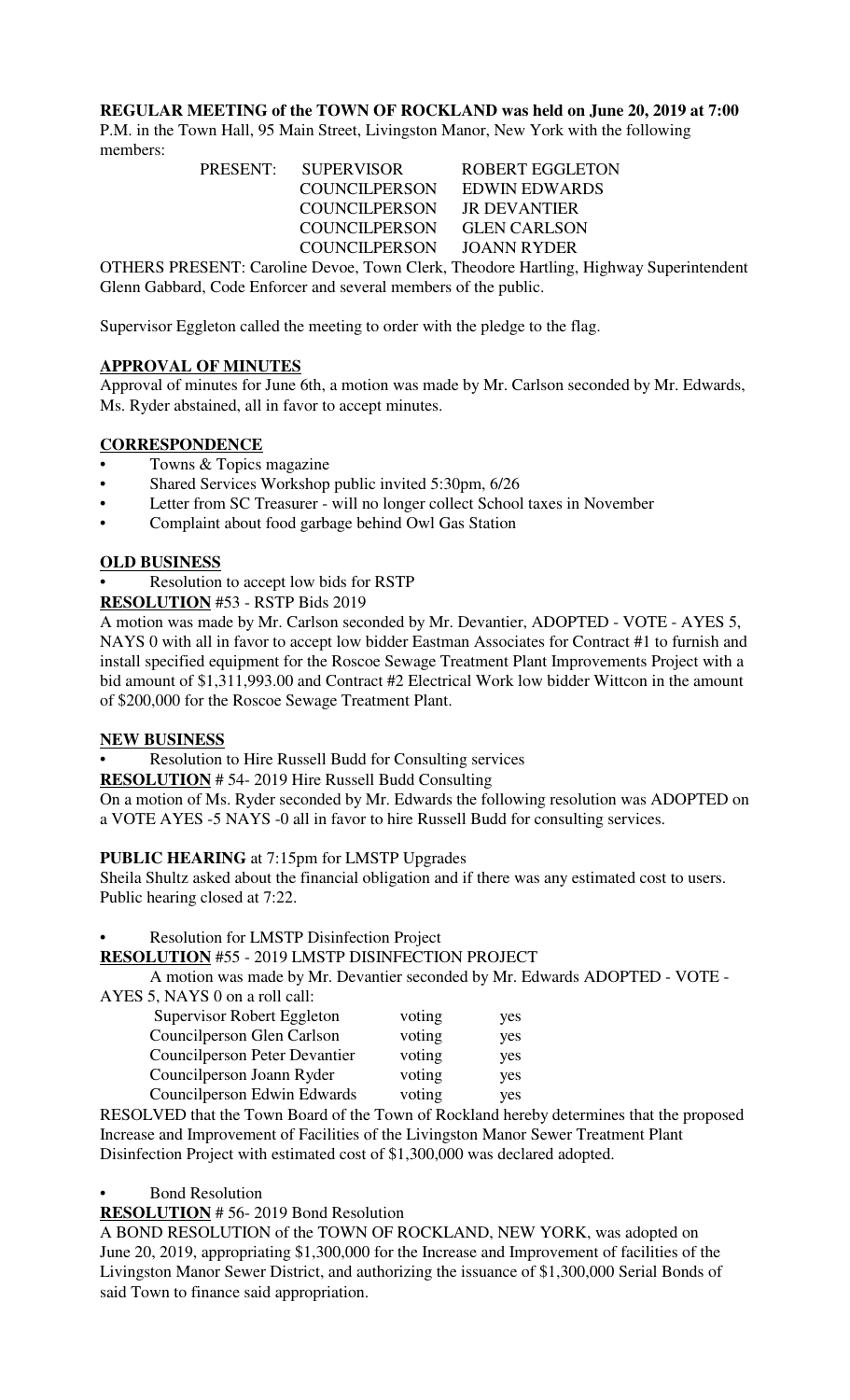**REGULAR MEETING of the TOWN OF ROCKLAND was held on June 20, 2019 at 7:00** P.M. in the Town Hall, 95 Main Street, Livingston Manor, New York with the following members:

| | | |
|---|---|---|
| PRESENT: | SUPERVISOR | ROBERT EGGLETON |
| | COUNCILPERSON | EDWIN EDWARDS |
| | COUNCILPERSON | JR DEVANTIER |
| | COUNCILPERSON | GLEN CARLSON |
| | COUNCILPERSON | JOANN RYDER |

OTHERS PRESENT: Caroline Devoe, Town Clerk, Theodore Hartling, Highway Superintendent Glenn Gabbard, Code Enforcer and several members of the public.

Supervisor Eggleton called the meeting to order with the pledge to the flag.

**APPROVAL OF MINUTES**

Approval of minutes for June 6th, a motion was made by Mr. Carlson seconded by Mr. Edwards, Ms. Ryder abstained, all in favor to accept minutes.

**CORRESPONDENCE**

- Towns & Topics magazine
- Shared Services Workshop public invited 5:30pm, 6/26
- Letter from SC Treasurer - will no longer collect School taxes in November
- Complaint about food garbage behind Owl Gas Station

**OLD BUSINESS**

- Resolution to accept low bids for RSTP

**RESOLUTION** #53 - RSTP Bids 2019

A motion was made by Mr. Carlson seconded by Mr. Devantier, ADOPTED - VOTE - AYES 5, NAYS 0 with all in favor to accept low bidder Eastman Associates for Contract #1 to furnish and install specified equipment for the Roscoe Sewage Treatment Plant Improvements Project with a bid amount of $1,311,993.00 and Contract #2 Electrical Work low bidder Wittcon in the amount of $200,000 for the Roscoe Sewage Treatment Plant.

**NEW BUSINESS**

- Resolution to Hire Russell Budd for Consulting services

**RESOLUTION** # 54- 2019 Hire Russell Budd Consulting

On a motion of Ms. Ryder seconded by Mr. Edwards the following resolution was ADOPTED on a VOTE AYES -5 NAYS -0 all in favor to hire Russell Budd for consulting services.

**PUBLIC HEARING** at 7:15pm for LMSTP Upgrades

Sheila Shultz asked about the financial obligation and if there was any estimated cost to users. Public hearing closed at 7:22.

- Resolution for LMSTP Disinfection Project

**RESOLUTION** #55 - 2019 LMSTP DISINFECTION PROJECT

A motion was made by Mr. Devantier seconded by Mr. Edwards ADOPTED - VOTE - AYES 5, NAYS 0 on a roll call:

| | | |
|---|---|---|
| Supervisor Robert Eggleton | voting | yes |
| Councilperson Glen Carlson | voting | yes |
| Councilperson Peter Devantier | voting | yes |
| Councilperson Joann Ryder | voting | yes |
| Councilperson Edwin Edwards | voting | yes |

RESOLVED that the Town Board of the Town of Rockland hereby determines that the proposed Increase and Improvement of Facilities of the Livingston Manor Sewer Treatment Plant Disinfection Project with estimated cost of $1,300,000 was declared adopted.

- Bond Resolution

**RESOLUTION** # 56- 2019 Bond Resolution

A BOND RESOLUTION of the TOWN OF ROCKLAND, NEW YORK, was adopted on June 20, 2019, appropriating $1,300,000 for the Increase and Improvement of facilities of the Livingston Manor Sewer District, and authorizing the issuance of $1,300,000 Serial Bonds of said Town to finance said appropriation.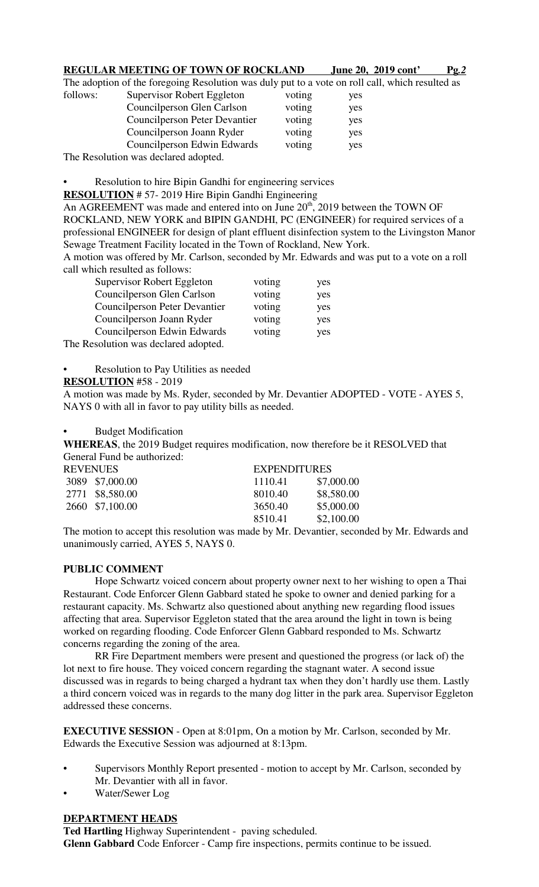The adoption of the foregoing Resolution was duly put to a vote on roll call, which resulted as follows:

| | | | |
|---|---|---|---|
| follows: | Supervisor Robert Eggleton | voting | yes |
| | Councilperson Glen Carlson | voting | yes |
| | Councilperson Peter Devantier | voting | yes |
| | Councilperson Joann Ryder | voting | yes |
| | Councilperson Edwin Edwards | voting | yes |

The Resolution was declared adopted.

- Resolution to hire Bipin Gandhi for engineering services

**RESOLUTION** # 57- 2019 Hire Bipin Gandhi Engineering

An AGREEMENT was made and entered into on June 20th, 2019 between the TOWN OF ROCKLAND, NEW YORK and BIPIN GANDHI, PC (ENGINEER) for required services of a professional ENGINEER for design of plant effluent disinfection system to the Livingston Manor Sewage Treatment Facility located in the Town of Rockland, New York.

A motion was offered by Mr. Carlson, seconded by Mr. Edwards and was put to a vote on a roll call which resulted as follows:

| | | |
|---|---|---|
| Supervisor Robert Eggleton | voting | yes |
| Councilperson Glen Carlson | voting | yes |
| Councilperson Peter Devantier | voting | yes |
| Councilperson Joann Ryder | voting | yes |
| Councilperson Edwin Edwards | voting | yes |

The Resolution was declared adopted.

- Resolution to Pay Utilities as needed

**RESOLUTION** #58 - 2019

A motion was made by Ms. Ryder, seconded by Mr. Devantier ADOPTED - VOTE - AYES 5, NAYS 0 with all in favor to pay utility bills as needed.

- Budget Modification

**WHEREAS**, the 2019 Budget requires modification, now therefore be it RESOLVED that General Fund be authorized:

| REVENUES | | EXPENDITURES | |
|---|---|---|---|
| 3089 | $7,000.00 | 1110.41 | $7,000.00 |
| 2771 | $8,580.00 | 8010.40 | $8,580.00 |
| 2660 | $7,100.00 | 3650.40 | $5,000.00 |
| | | 8510.41 | $2,100.00 |

The motion to accept this resolution was made by Mr. Devantier, seconded by Mr. Edwards and unanimously carried, AYES 5, NAYS 0.

**PUBLIC COMMENT**

Hope Schwartz voiced concern about property owner next to her wishing to open a Thai Restaurant. Code Enforcer Glenn Gabbard stated he spoke to owner and denied parking for a restaurant capacity. Ms. Schwartz also questioned about anything new regarding flood issues affecting that area. Supervisor Eggleton stated that the area around the light in town is being worked on regarding flooding. Code Enforcer Glenn Gabbard responded to Ms. Schwartz concerns regarding the zoning of the area.

RR Fire Department members were present and questioned the progress (or lack of) the lot next to fire house. They voiced concern regarding the stagnant water. A second issue discussed was in regards to being charged a hydrant tax when they don't hardly use them. Lastly a third concern voiced was in regards to the many dog litter in the park area. Supervisor Eggleton addressed these concerns.

**EXECUTIVE SESSION** - Open at 8:01pm, On a motion by Mr. Carlson, seconded by Mr. Edwards the Executive Session was adjourned at 8:13pm.

- Supervisors Monthly Report presented - motion to accept by Mr. Carlson, seconded by Mr. Devantier with all in favor.
- Water/Sewer Log

**DEPARTMENT HEADS**

**Ted Hartling** Highway Superintendent - paving scheduled.

**Glenn Gabbard** Code Enforcer - Camp fire inspections, permits continue to be issued.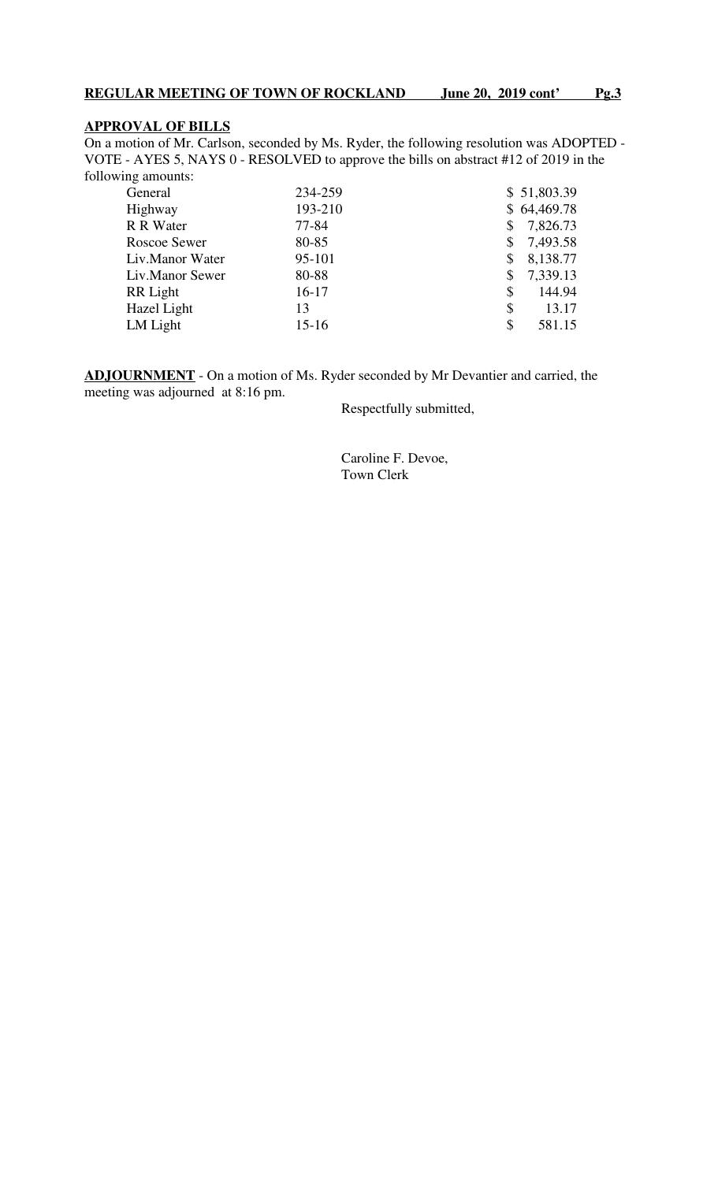**APPROVAL OF BILLS**

On a motion of Mr. Carlson, seconded by Ms. Ryder, the following resolution was ADOPTED - VOTE - AYES 5, NAYS 0 - RESOLVED to approve the bills on abstract #12 of 2019 in the following amounts:

| | | |
|---|---|---|
| General | 234-259 | $ 51,803.39 |
| Highway | 193-210 | $ 64,469.78 |
| R R Water | 77-84 | $ 7,826.73 |
| Roscoe Sewer | 80-85 | $ 7,493.58 |
| Liv.Manor Water | 95-101 | $ 8,138.77 |
| Liv.Manor Sewer | 80-88 | $ 7,339.13 |
| RR Light | 16-17 | $ 144.94 |
| Hazel Light | 13 | $ 13.17 |
| LM Light | 15-16 | $ 581.15 |

**ADJOURNMENT** - On a motion of Ms. Ryder seconded by Mr Devantier and carried, the meeting was adjourned at 8:16 pm.

Respectfully submitted,

Caroline F. Devoe,
Town Clerk